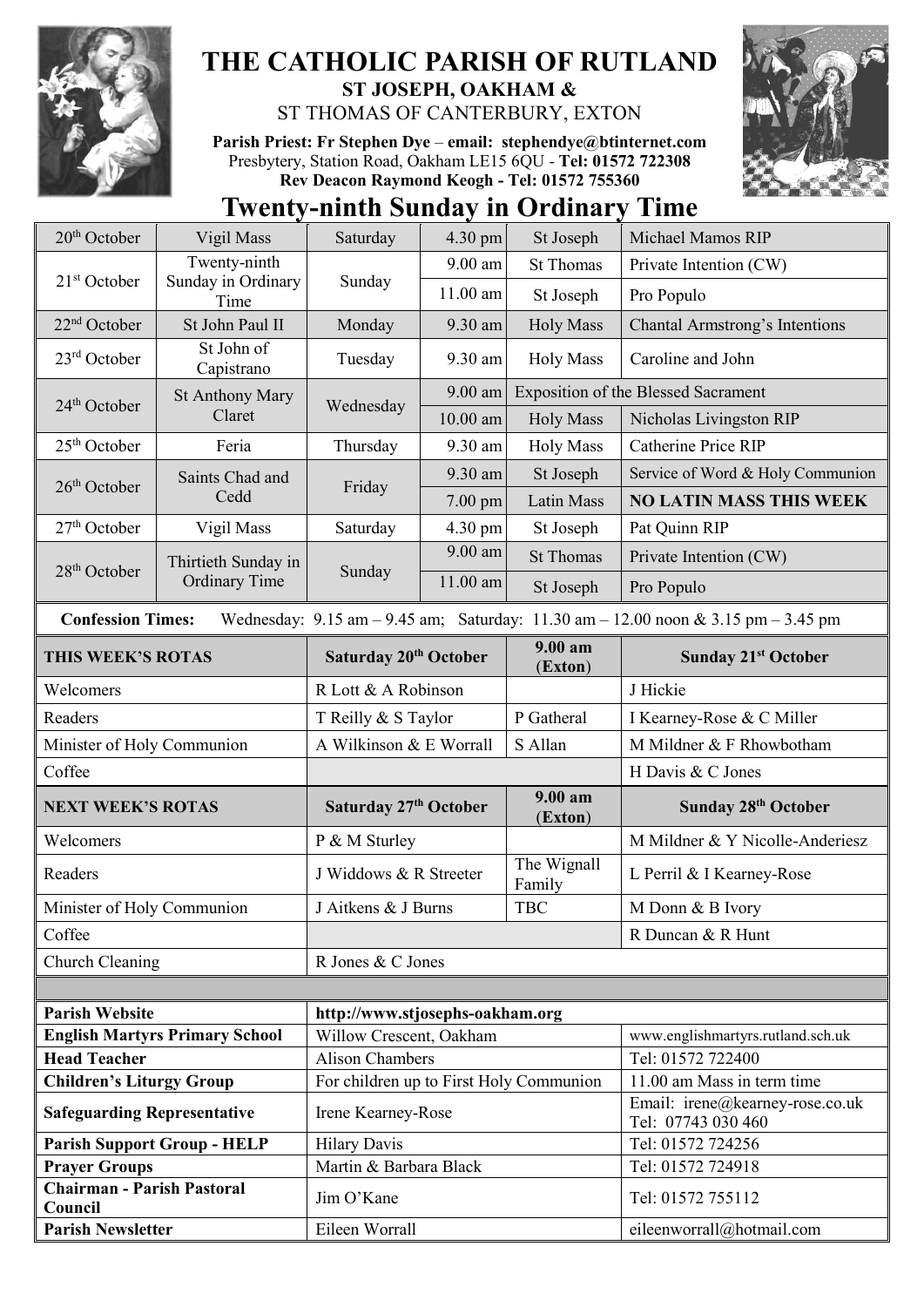# THE CATHOLIC PARISH OF RUTLAND

**ST JOSEPH, OAKHAM &**

ST THOMAS OF CANTERBURY, EXTON

**Parish Priest: Fr Stephen Dye** – **email: stephendye@btinternet.com**
Presbytery, Station Road, Oakham LE15 6QU - **Tel: 01572 722308**
**Rev Deacon Raymond Keogh - Tel: 01572 755360**

## Twenty-ninth Sunday in Ordinary Time

| | | | | | |
|---|---|---|---|---|---|
| 20th October | Vigil Mass | Saturday | 4.30 pm | St Joseph | Michael Mamos RIP |
| 21st October | Twenty-ninth Sunday in Ordinary Time | Sunday | 9.00 am | St Thomas | Private Intention (CW) |
| | | | 11.00 am | St Joseph | Pro Populo |
| 22nd October | St John Paul II | Monday | 9.30 am | Holy Mass | Chantal Armstrong's Intentions |
| 23rd October | St John of Capistrano | Tuesday | 9.30 am | Holy Mass | Caroline and John |
| 24th October | St Anthony Mary Claret | Wednesday | 9.00 am | Exposition of the Blessed Sacrament | |
| | | | 10.00 am | Holy Mass | Nicholas Livingston RIP |
| 25th October | Feria | Thursday | 9.30 am | Holy Mass | Catherine Price RIP |
| 26th October | Saints Chad and Cedd | Friday | 9.30 am | St Joseph | Service of Word & Holy Communion |
| | | | 7.00 pm | Latin Mass | **NO LATIN MASS THIS WEEK** |
| 27th October | Vigil Mass | Saturday | 4.30 pm | St Joseph | Pat Quinn RIP |
| 28th October | Thirtieth Sunday in Ordinary Time | Sunday | 9.00 am | St Thomas | Private Intention (CW) |
| | | | 11.00 am | St Joseph | Pro Populo |

**Confession Times:** Wednesday: 9.15 am – 9.45 am; Saturday: 11.30 am – 12.00 noon & 3.15 pm – 3.45 pm

| **THIS WEEK'S ROTAS** | **Saturday 20th October** | **9.00 am (Exton)** | **Sunday 21st October** |
|---|---|---|---|
| Welcomers | R Lott & A Robinson | | J Hickie |
| Readers | T Reilly & S Taylor | P Gatheral | I Kearney-Rose & C Miller |
| Minister of Holy Communion | A Wilkinson & E Worrall | S Allan | M Mildner & F Rhowbotham |
| Coffee | | | H Davis & C Jones |
| **NEXT WEEK'S ROTAS** | **Saturday 27th October** | **9.00 am (Exton)** | **Sunday 28th October** |
| Welcomers | P & M Sturley | | M Mildner & Y Nicolle-Anderiesz |
| Readers | J Widdows & R Streeter | The Wignall Family | L Perril & I Kearney-Rose |
| Minister of Holy Communion | J Aitkens & J Burns | TBC | M Donn & B Ivory |
| Coffee | | | R Duncan & R Hunt |
| Church Cleaning | R Jones & C Jones | | |

| | | |
|---|---|---|
| **Parish Website** | **http://www.stjosephs-oakham.org** | |
| **English Martyrs Primary School** | Willow Crescent, Oakham | www.englishmartyrs.rutland.sch.uk |
| **Head Teacher** | Alison Chambers | Tel: 01572 722400 |
| **Children's Liturgy Group** | For children up to First Holy Communion | 11.00 am Mass in term time |
| **Safeguarding Representative** | Irene Kearney-Rose | Email: irene@kearney-rose.co.uk Tel: 07743 030 460 |
| **Parish Support Group - HELP** | Hilary Davis | Tel: 01572 724256 |
| **Prayer Groups** | Martin & Barbara Black | Tel: 01572 724918 |
| **Chairman - Parish Pastoral Council** | Jim O'Kane | Tel: 01572 755112 |
| **Parish Newsletter** | Eileen Worrall | eileenworrall@hotmail.com |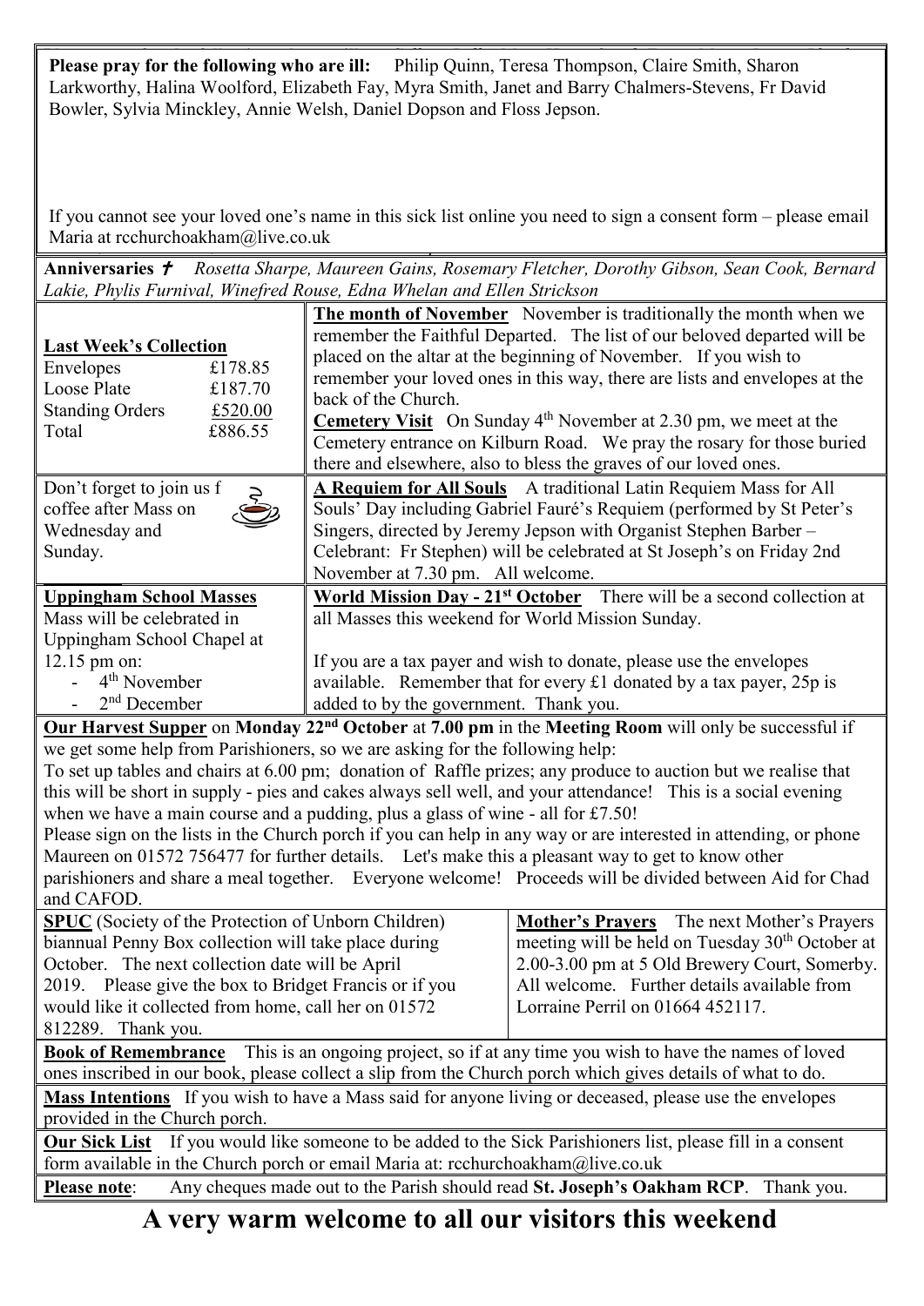**Please pray for the following who are ill:** Philip Quinn, Teresa Thompson, Claire Smith, Sharon Larkworthy, Halina Woolford, Elizabeth Fay, Myra Smith, Janet and Barry Chalmers-Stevens, Fr David Bowler, Sylvia Minckley, Annie Welsh, Daniel Dopson and Floss Jepson.

If you cannot see your loved one's name in this sick list online you need to sign a consent form – please email Maria at rcchurchoakham@live.co.uk

**Anniversaries** ✝ *Rosetta Sharpe, Maureen Gains, Rosemary Fletcher, Dorothy Gibson, Sean Cook, Bernard Lakie, Phylis Furnival, Winefred Rouse, Edna Whelan and Ellen Strickson*

**Last Week's Collection**

| | |
|---|---|
| Envelopes | £178.85 |
| Loose Plate | £187.70 |
| Standing Orders | £520.00 |
| Total | £886.55 |

**The month of November** November is traditionally the month when we remember the Faithful Departed. The list of our beloved departed will be placed on the altar at the beginning of November. If you wish to remember your loved ones in this way, there are lists and envelopes at the back of the Church.

**Cemetery Visit** On Sunday 4th November at 2.30 pm, we meet at the Cemetery entrance on Kilburn Road. We pray the rosary for those buried there and elsewhere, also to bless the graves of our loved ones.

Don't forget to join us f coffee after Mass on Wednesday and Sunday.

**A Requiem for All Souls** A traditional Latin Requiem Mass for All Souls' Day including Gabriel Fauré's Requiem (performed by St Peter's Singers, directed by Jeremy Jepson with Organist Stephen Barber – Celebrant: Fr Stephen) will be celebrated at St Joseph's on Friday 2nd November at 7.30 pm. All welcome.

**Uppingham School Masses**

Mass will be celebrated in Uppingham School Chapel at 12.15 pm on:

- 4th November
- 2nd December

**World Mission Day - 21st October** There will be a second collection at all Masses this weekend for World Mission Sunday.

If you are a tax payer and wish to donate, please use the envelopes available. Remember that for every £1 donated by a tax payer, 25p is added to by the government. Thank you.

**Our Harvest Supper** on **Monday 22nd October** at **7.00 pm** in the **Meeting Room** will only be successful if we get some help from Parishioners, so we are asking for the following help:

To set up tables and chairs at 6.00 pm; donation of Raffle prizes; any produce to auction but we realise that this will be short in supply - pies and cakes always sell well, and your attendance! This is a social evening when we have a main course and a pudding, plus a glass of wine - all for £7.50!

Please sign on the lists in the Church porch if you can help in any way or are interested in attending, or phone Maureen on 01572 756477 for further details. Let's make this a pleasant way to get to know other parishioners and share a meal together. Everyone welcome! Proceeds will be divided between Aid for Chad and CAFOD.

**SPUC** (Society of the Protection of Unborn Children) biannual Penny Box collection will take place during October. The next collection date will be April 2019. Please give the box to Bridget Francis or if you would like it collected from home, call her on 01572 812289. Thank you.

**Mother's Prayers** The next Mother's Prayers meeting will be held on Tuesday 30th October at 2.00-3.00 pm at 5 Old Brewery Court, Somerby. All welcome. Further details available from Lorraine Perril on 01664 452117.

**Book of Remembrance** This is an ongoing project, so if at any time you wish to have the names of loved ones inscribed in our book, please collect a slip from the Church porch which gives details of what to do.

**Mass Intentions** If you wish to have a Mass said for anyone living or deceased, please use the envelopes provided in the Church porch.

**Our Sick List** If you would like someone to be added to the Sick Parishioners list, please fill in a consent form available in the Church porch or email Maria at: rcchurchoakham@live.co.uk

**Please note**: Any cheques made out to the Parish should read **St. Joseph's Oakham RCP**. Thank you.

# A very warm welcome to all our visitors this weekend